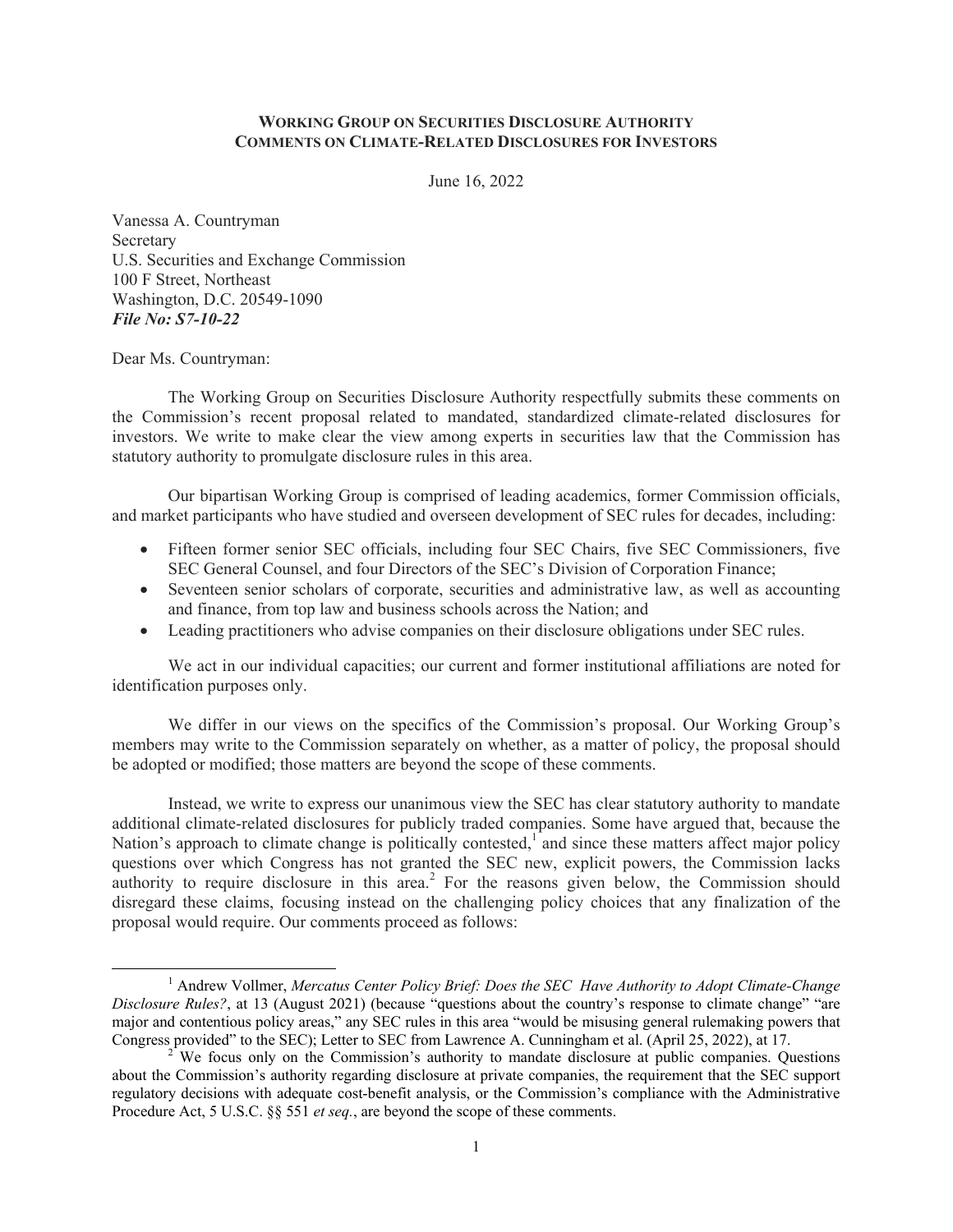**WORKING GROUP ON SECURITIES DISCLOSURE AUTHORITY**
**COMMENTS ON CLIMATE-RELATED DISCLOSURES FOR INVESTORS**

June 16, 2022

Vanessa A. Countryman
Secretary
U.S. Securities and Exchange Commission
100 F Street, Northeast
Washington, D.C. 20549-1090
***File No: S7-10-22***

Dear Ms. Countryman:

The Working Group on Securities Disclosure Authority respectfully submits these comments on the Commission's recent proposal related to mandated, standardized climate-related disclosures for investors. We write to make clear the view among experts in securities law that the Commission has statutory authority to promulgate disclosure rules in this area.

Our bipartisan Working Group is comprised of leading academics, former Commission officials, and market participants who have studied and overseen development of SEC rules for decades, including:

- Fifteen former senior SEC officials, including four SEC Chairs, five SEC Commissioners, five SEC General Counsel, and four Directors of the SEC's Division of Corporation Finance;
- Seventeen senior scholars of corporate, securities and administrative law, as well as accounting and finance, from top law and business schools across the Nation; and
- Leading practitioners who advise companies on their disclosure obligations under SEC rules.

We act in our individual capacities; our current and former institutional affiliations are noted for identification purposes only.

We differ in our views on the specifics of the Commission's proposal. Our Working Group's members may write to the Commission separately on whether, as a matter of policy, the proposal should be adopted or modified; those matters are beyond the scope of these comments.

Instead, we write to express our unanimous view the SEC has clear statutory authority to mandate additional climate-related disclosures for publicly traded companies. Some have argued that, because the Nation's approach to climate change is politically contested,[1] and since these matters affect major policy questions over which Congress has not granted the SEC new, explicit powers, the Commission lacks authority to require disclosure in this area.[2] For the reasons given below, the Commission should disregard these claims, focusing instead on the challenging policy choices that any finalization of the proposal would require. Our comments proceed as follows:

---

[1] Andrew Vollmer, *Mercatus Center Policy Brief: Does the SEC Have Authority to Adopt Climate-Change Disclosure Rules?*, at 13 (August 2021) (because "questions about the country's response to climate change" "are major and contentious policy areas," any SEC rules in this area "would be misusing general rulemaking powers that Congress provided" to the SEC); Letter to SEC from Lawrence A. Cunningham et al. (April 25, 2022), at 17.

[2] We focus only on the Commission's authority to mandate disclosure at public companies. Questions about the Commission's authority regarding disclosure at private companies, the requirement that the SEC support regulatory decisions with adequate cost-benefit analysis, or the Commission's compliance with the Administrative Procedure Act, 5 U.S.C. §§ 551 *et seq.*, are beyond the scope of these comments.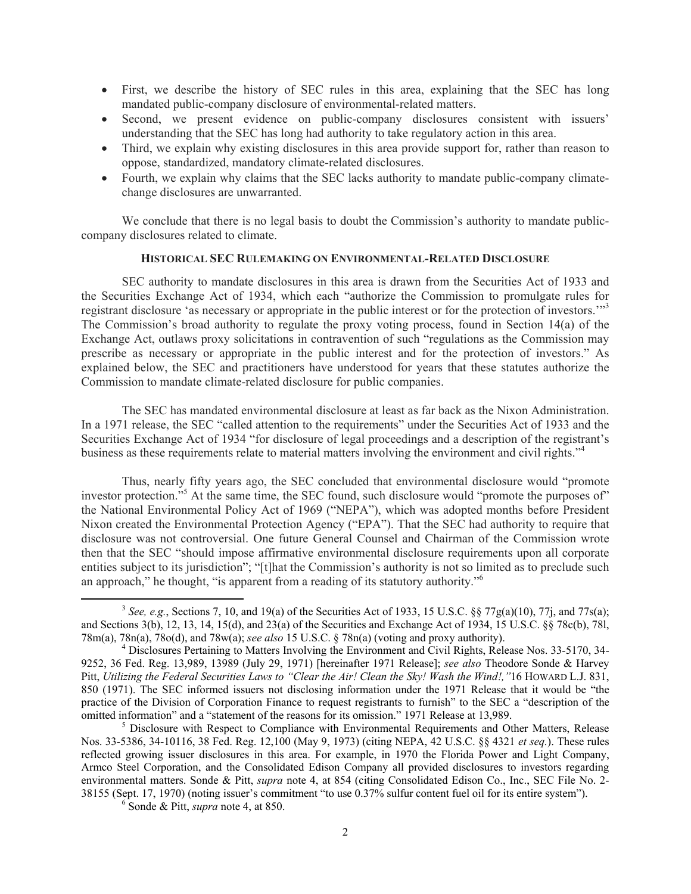- First, we describe the history of SEC rules in this area, explaining that the SEC has long mandated public-company disclosure of environmental-related matters.
- Second, we present evidence on public-company disclosures consistent with issuers' understanding that the SEC has long had authority to take regulatory action in this area.
- Third, we explain why existing disclosures in this area provide support for, rather than reason to oppose, standardized, mandatory climate-related disclosures.
- Fourth, we explain why claims that the SEC lacks authority to mandate public-company climate-change disclosures are unwarranted.

We conclude that there is no legal basis to doubt the Commission's authority to mandate public-company disclosures related to climate.

## HISTORICAL SEC RULEMAKING ON ENVIRONMENTAL-RELATED DISCLOSURE

SEC authority to mandate disclosures in this area is drawn from the Securities Act of 1933 and the Securities Exchange Act of 1934, which each "authorize the Commission to promulgate rules for registrant disclosure 'as necessary or appropriate in the public interest or for the protection of investors.'"[3] The Commission's broad authority to regulate the proxy voting process, found in Section 14(a) of the Exchange Act, outlaws proxy solicitations in contravention of such "regulations as the Commission may prescribe as necessary or appropriate in the public interest and for the protection of investors." As explained below, the SEC and practitioners have understood for years that these statutes authorize the Commission to mandate climate-related disclosure for public companies.

The SEC has mandated environmental disclosure at least as far back as the Nixon Administration. In a 1971 release, the SEC "called attention to the requirements" under the Securities Act of 1933 and the Securities Exchange Act of 1934 "for disclosure of legal proceedings and a description of the registrant's business as these requirements relate to material matters involving the environment and civil rights."[4]

Thus, nearly fifty years ago, the SEC concluded that environmental disclosure would "promote investor protection."[5] At the same time, the SEC found, such disclosure would "promote the purposes of" the National Environmental Policy Act of 1969 ("NEPA"), which was adopted months before President Nixon created the Environmental Protection Agency ("EPA"). That the SEC had authority to require that disclosure was not controversial. One future General Counsel and Chairman of the Commission wrote then that the SEC "should impose affirmative environmental disclosure requirements upon all corporate entities subject to its jurisdiction"; "[t]hat the Commission's authority is not so limited as to preclude such an approach," he thought, "is apparent from a reading of its statutory authority."[6]

---

[3] *See, e.g.*, Sections 7, 10, and 19(a) of the Securities Act of 1933, 15 U.S.C. §§ 77g(a)(10), 77j, and 77s(a); and Sections 3(b), 12, 13, 14, 15(d), and 23(a) of the Securities and Exchange Act of 1934, 15 U.S.C. §§ 78c(b), 78l, 78m(a), 78n(a), 78o(d), and 78w(a); *see also* 15 U.S.C. § 78n(a) (voting and proxy authority).

[4] Disclosures Pertaining to Matters Involving the Environment and Civil Rights, Release Nos. 33-5170, 34-9252, 36 Fed. Reg. 13,989, 13989 (July 29, 1971) [hereinafter 1971 Release]; *see also* Theodore Sonde & Harvey Pitt, *Utilizing the Federal Securities Laws to "Clear the Air! Clean the Sky! Wash the Wind!,"* 16 HOWARD L.J. 831, 850 (1971). The SEC informed issuers not disclosing information under the 1971 Release that it would be "the practice of the Division of Corporation Finance to request registrants to furnish" to the SEC a "description of the omitted information" and a "statement of the reasons for its omission." 1971 Release at 13,989.

[5] Disclosure with Respect to Compliance with Environmental Requirements and Other Matters, Release Nos. 33-5386, 34-10116, 38 Fed. Reg. 12,100 (May 9, 1973) (citing NEPA, 42 U.S.C. §§ 4321 *et seq.*). These rules reflected growing issuer disclosures in this area. For example, in 1970 the Florida Power and Light Company, Armco Steel Corporation, and the Consolidated Edison Company all provided disclosures to investors regarding environmental matters. Sonde & Pitt, *supra* note 4, at 854 (citing Consolidated Edison Co., Inc., SEC File No. 2-38155 (Sept. 17, 1970) (noting issuer's commitment "to use 0.37% sulfur content fuel oil for its entire system").

[6] Sonde & Pitt, *supra* note 4, at 850.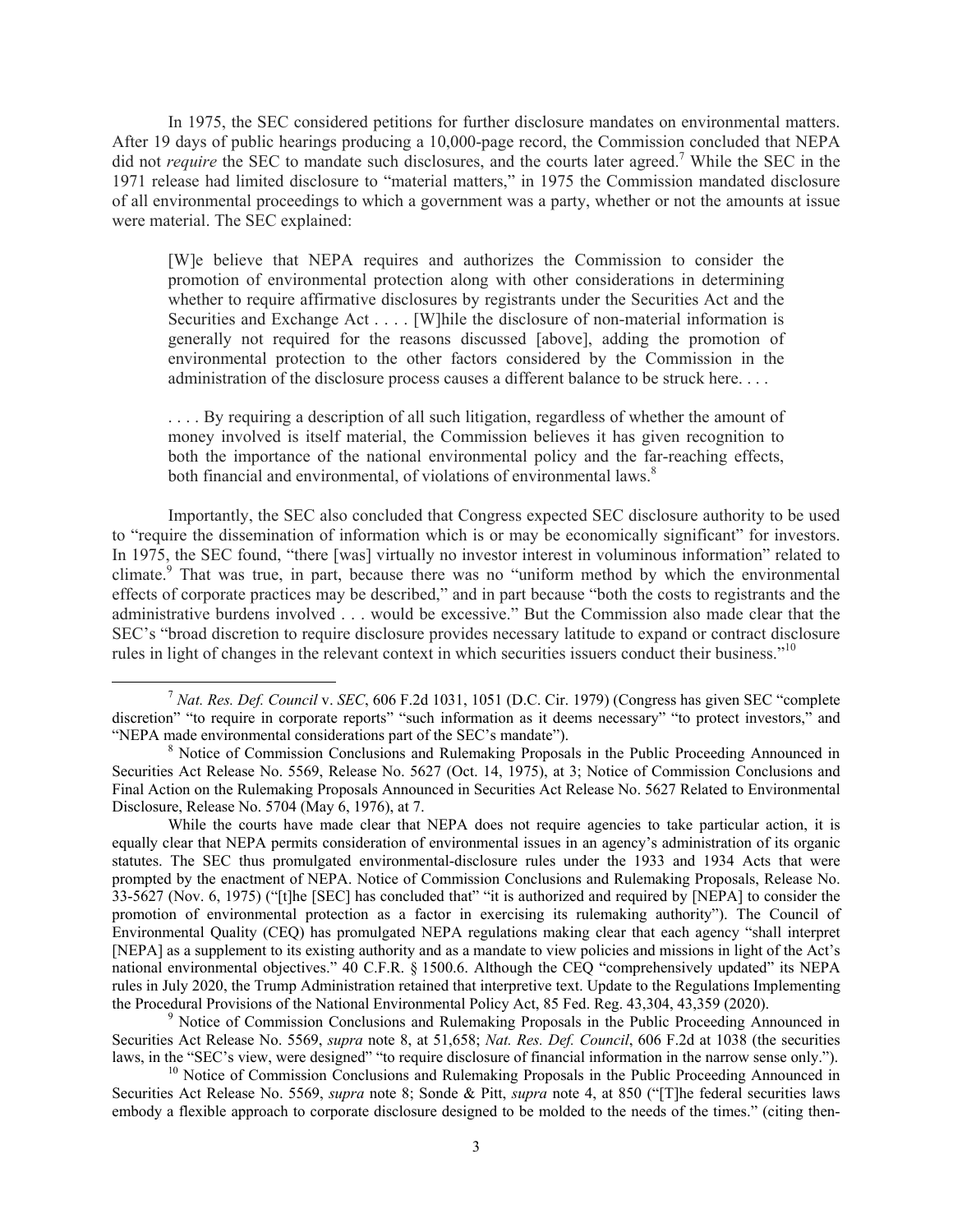In 1975, the SEC considered petitions for further disclosure mandates on environmental matters. After 19 days of public hearings producing a 10,000-page record, the Commission concluded that NEPA did not *require* the SEC to mandate such disclosures, and the courts later agreed.[7] While the SEC in the 1971 release had limited disclosure to "material matters," in 1975 the Commission mandated disclosure of all environmental proceedings to which a government was a party, whether or not the amounts at issue were material. The SEC explained:

> [W]e believe that NEPA requires and authorizes the Commission to consider the promotion of environmental protection along with other considerations in determining whether to require affirmative disclosures by registrants under the Securities Act and the Securities and Exchange Act . . . . [W]hile the disclosure of non-material information is generally not required for the reasons discussed [above], adding the promotion of environmental protection to the other factors considered by the Commission in the administration of the disclosure process causes a different balance to be struck here. . . .
>
> . . . . By requiring a description of all such litigation, regardless of whether the amount of money involved is itself material, the Commission believes it has given recognition to both the importance of the national environmental policy and the far-reaching effects, both financial and environmental, of violations of environmental laws.[8]

Importantly, the SEC also concluded that Congress expected SEC disclosure authority to be used to "require the dissemination of information which is or may be economically significant" for investors. In 1975, the SEC found, "there [was] virtually no investor interest in voluminous information" related to climate.[9] That was true, in part, because there was no "uniform method by which the environmental effects of corporate practices may be described," and in part because "both the costs to registrants and the administrative burdens involved . . . would be excessive." But the Commission also made clear that the SEC's "broad discretion to require disclosure provides necessary latitude to expand or contract disclosure rules in light of changes in the relevant context in which securities issuers conduct their business."[10]

---

[7] *Nat. Res. Def. Council* v. *SEC*, 606 F.2d 1031, 1051 (D.C. Cir. 1979) (Congress has given SEC "complete discretion" "to require in corporate reports" "such information as it deems necessary" "to protect investors," and "NEPA made environmental considerations part of the SEC's mandate").

[8] Notice of Commission Conclusions and Rulemaking Proposals in the Public Proceeding Announced in Securities Act Release No. 5569, Release No. 5627 (Oct. 14, 1975), at 3; Notice of Commission Conclusions and Final Action on the Rulemaking Proposals Announced in Securities Act Release No. 5627 Related to Environmental Disclosure, Release No. 5704 (May 6, 1976), at 7.

While the courts have made clear that NEPA does not require agencies to take particular action, it is equally clear that NEPA permits consideration of environmental issues in an agency's administration of its organic statutes. The SEC thus promulgated environmental-disclosure rules under the 1933 and 1934 Acts that were prompted by the enactment of NEPA. Notice of Commission Conclusions and Rulemaking Proposals, Release No. 33-5627 (Nov. 6, 1975) ("[t]he [SEC] has concluded that" "it is authorized and required by [NEPA] to consider the promotion of environmental protection as a factor in exercising its rulemaking authority"). The Council of Environmental Quality (CEQ) has promulgated NEPA regulations making clear that each agency "shall interpret [NEPA] as a supplement to its existing authority and as a mandate to view policies and missions in light of the Act's national environmental objectives." 40 C.F.R. § 1500.6. Although the CEQ "comprehensively updated" its NEPA rules in July 2020, the Trump Administration retained that interpretive text. Update to the Regulations Implementing the Procedural Provisions of the National Environmental Policy Act, 85 Fed. Reg. 43,304, 43,359 (2020).

[9] Notice of Commission Conclusions and Rulemaking Proposals in the Public Proceeding Announced in Securities Act Release No. 5569, *supra* note 8, at 51,658; *Nat. Res. Def. Council*, 606 F.2d at 1038 (the securities laws, in the "SEC's view, were designed" "to require disclosure of financial information in the narrow sense only.").

[10] Notice of Commission Conclusions and Rulemaking Proposals in the Public Proceeding Announced in Securities Act Release No. 5569, *supra* note 8; Sonde & Pitt, *supra* note 4, at 850 ("[T]he federal securities laws embody a flexible approach to corporate disclosure designed to be molded to the needs of the times." (citing then-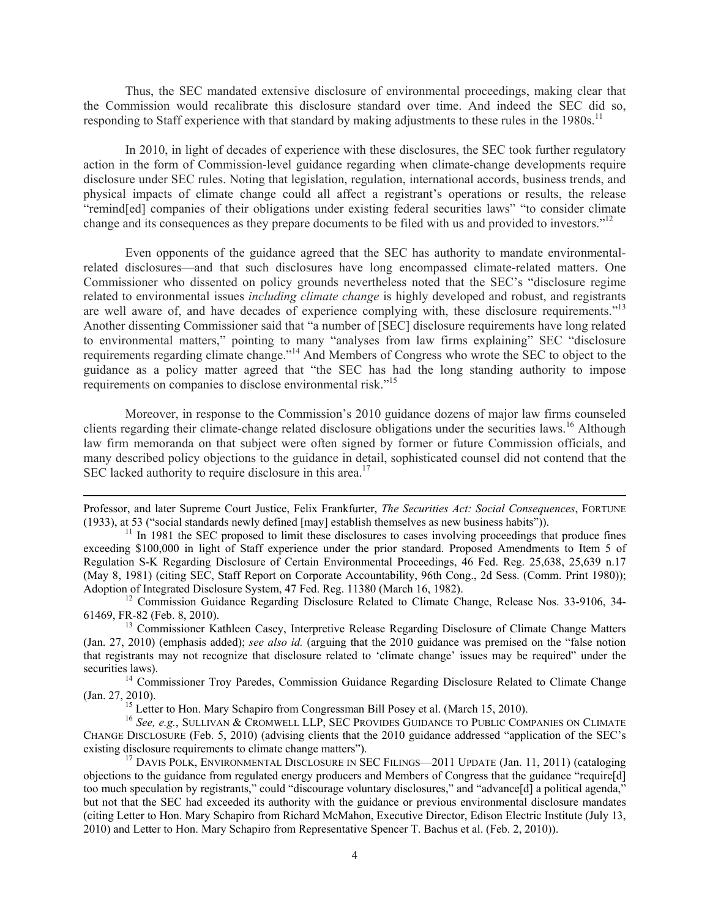Thus, the SEC mandated extensive disclosure of environmental proceedings, making clear that the Commission would recalibrate this disclosure standard over time. And indeed the SEC did so, responding to Staff experience with that standard by making adjustments to these rules in the 1980s.[11]

In 2010, in light of decades of experience with these disclosures, the SEC took further regulatory action in the form of Commission-level guidance regarding when climate-change developments require disclosure under SEC rules. Noting that legislation, regulation, international accords, business trends, and physical impacts of climate change could all affect a registrant's operations or results, the release "remind[ed] companies of their obligations under existing federal securities laws" "to consider climate change and its consequences as they prepare documents to be filed with us and provided to investors."[12]

Even opponents of the guidance agreed that the SEC has authority to mandate environmental-related disclosures—and that such disclosures have long encompassed climate-related matters. One Commissioner who dissented on policy grounds nevertheless noted that the SEC's "disclosure regime related to environmental issues *including climate change* is highly developed and robust, and registrants are well aware of, and have decades of experience complying with, these disclosure requirements."[13] Another dissenting Commissioner said that "a number of [SEC] disclosure requirements have long related to environmental matters," pointing to many "analyses from law firms explaining" SEC "disclosure requirements regarding climate change."[14] And Members of Congress who wrote the SEC to object to the guidance as a policy matter agreed that "the SEC has had the long standing authority to impose requirements on companies to disclose environmental risk."[15]

Moreover, in response to the Commission's 2010 guidance dozens of major law firms counseled clients regarding their climate-change related disclosure obligations under the securities laws.[16] Although law firm memoranda on that subject were often signed by former or future Commission officials, and many described policy objections to the guidance in detail, sophisticated counsel did not contend that the SEC lacked authority to require disclosure in this area.[17]

---

Professor, and later Supreme Court Justice, Felix Frankfurter, *The Securities Act: Social Consequences*, FORTUNE (1933), at 53 ("social standards newly defined [may] establish themselves as new business habits")).

[11] In 1981 the SEC proposed to limit these disclosures to cases involving proceedings that produce fines exceeding $100,000 in light of Staff experience under the prior standard. Proposed Amendments to Item 5 of Regulation S-K Regarding Disclosure of Certain Environmental Proceedings, 46 Fed. Reg. 25,638, 25,639 n.17 (May 8, 1981) (citing SEC, Staff Report on Corporate Accountability, 96th Cong., 2d Sess. (Comm. Print 1980)); Adoption of Integrated Disclosure System, 47 Fed. Reg. 11380 (March 16, 1982).

[12] Commission Guidance Regarding Disclosure Related to Climate Change, Release Nos. 33-9106, 34-61469, FR-82 (Feb. 8, 2010).

[13] Commissioner Kathleen Casey, Interpretive Release Regarding Disclosure of Climate Change Matters (Jan. 27, 2010) (emphasis added); *see also id.* (arguing that the 2010 guidance was premised on the "false notion that registrants may not recognize that disclosure related to 'climate change' issues may be required" under the securities laws).

[14] Commissioner Troy Paredes, Commission Guidance Regarding Disclosure Related to Climate Change (Jan. 27, 2010).

[15] Letter to Hon. Mary Schapiro from Congressman Bill Posey et al. (March 15, 2010).

[16] *See, e.g.*, SULLIVAN & CROMWELL LLP, SEC PROVIDES GUIDANCE TO PUBLIC COMPANIES ON CLIMATE CHANGE DISCLOSURE (Feb. 5, 2010) (advising clients that the 2010 guidance addressed "application of the SEC's existing disclosure requirements to climate change matters").

[17] DAVIS POLK, ENVIRONMENTAL DISCLOSURE IN SEC FILINGS—2011 UPDATE (Jan. 11, 2011) (cataloging objections to the guidance from regulated energy producers and Members of Congress that the guidance "require[d] too much speculation by registrants," could "discourage voluntary disclosures," and "advance[d] a political agenda," but not that the SEC had exceeded its authority with the guidance or previous environmental disclosure mandates (citing Letter to Hon. Mary Schapiro from Richard McMahon, Executive Director, Edison Electric Institute (July 13, 2010) and Letter to Hon. Mary Schapiro from Representative Spencer T. Bachus et al. (Feb. 2, 2010)).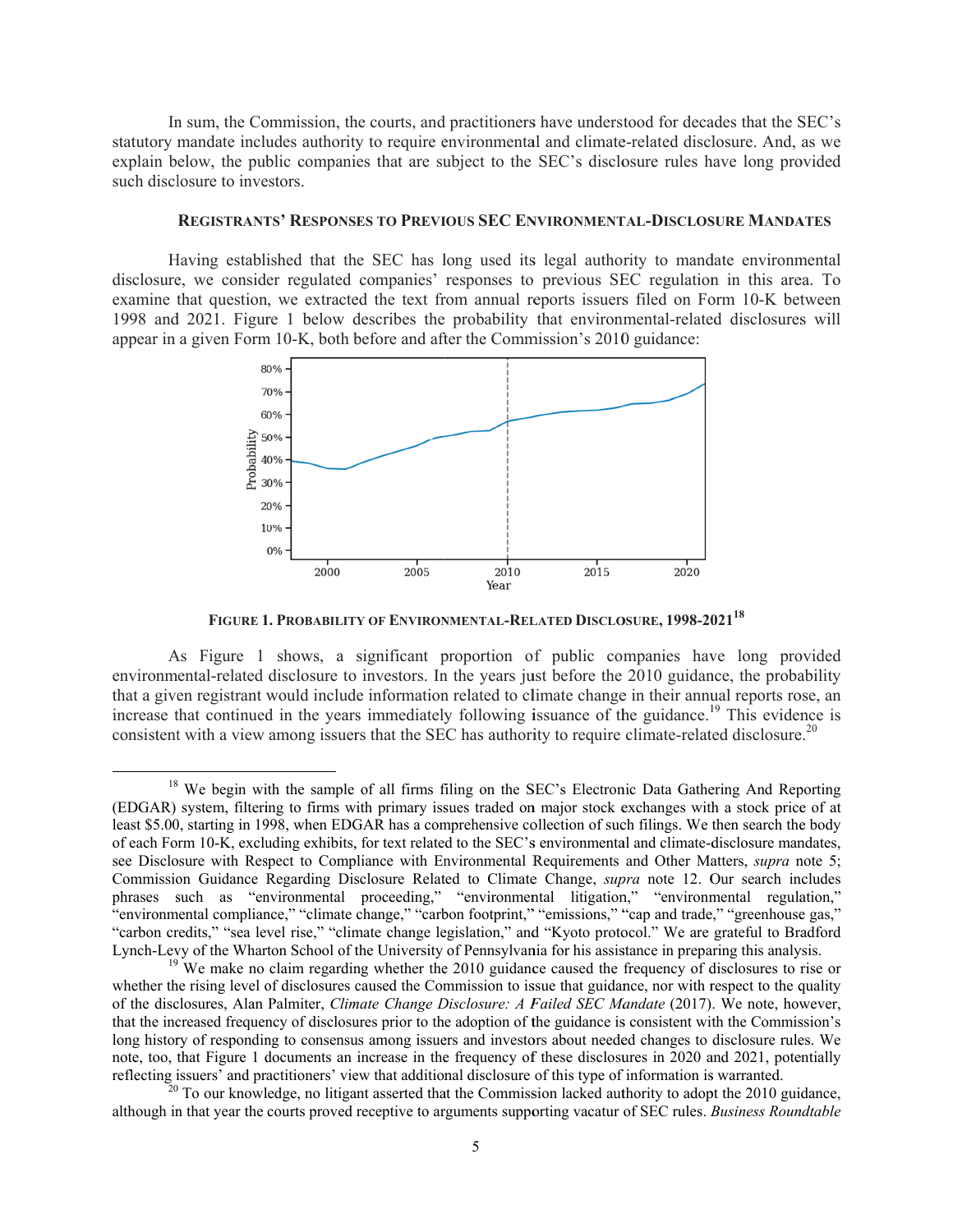In sum, the Commission, the courts, and practitioners have understood for decades that the SEC's statutory mandate includes authority to require environmental and climate-related disclosure. And, as we explain below, the public companies that are subject to the SEC's disclosure rules have long provided such disclosure to investors.

### REGISTRANTS' RESPONSES TO PREVIOUS SEC ENVIRONMENTAL-DISCLOSURE MANDATES

Having established that the SEC has long used its legal authority to mandate environmental disclosure, we consider regulated companies' responses to previous SEC regulation in this area. To examine that question, we extracted the text from annual reports issuers filed on Form 10-K between 1998 and 2021. Figure 1 below describes the probability that environmental-related disclosures will appear in a given Form 10-K, both before and after the Commission's 2010 guidance:

**FIGURE 1. PROBABILITY OF ENVIRONMENTAL-RELATED DISCLOSURE, 1998-2021**[18]

As Figure 1 shows, a significant proportion of public companies have long provided environmental-related disclosure to investors. In the years just before the 2010 guidance, the probability that a given registrant would include information related to climate change in their annual reports rose, an increase that continued in the years immediately following issuance of the guidance.[19] This evidence is consistent with a view among issuers that the SEC has authority to require climate-related disclosure.[20]

---

[18] We begin with the sample of all firms filing on the SEC's Electronic Data Gathering And Reporting (EDGAR) system, filtering to firms with primary issues traded on major stock exchanges with a stock price of at least $5.00, starting in 1998, when EDGAR has a comprehensive collection of such filings. We then search the body of each Form 10-K, excluding exhibits, for text related to the SEC's environmental and climate-disclosure mandates, see Disclosure with Respect to Compliance with Environmental Requirements and Other Matters, *supra* note 5; Commission Guidance Regarding Disclosure Related to Climate Change, *supra* note 12. Our search includes phrases such as "environmental proceeding," "environmental litigation," "environmental regulation," "environmental compliance," "climate change," "carbon footprint," "emissions," "cap and trade," "greenhouse gas," "carbon credits," "sea level rise," "climate change legislation," and "Kyoto protocol." We are grateful to Bradford Lynch-Levy of the Wharton School of the University of Pennsylvania for his assistance in preparing this analysis.

[19] We make no claim regarding whether the 2010 guidance caused the frequency of disclosures to rise or whether the rising level of disclosures caused the Commission to issue that guidance, nor with respect to the quality of the disclosures, Alan Palmiter, *Climate Change Disclosure: A Failed SEC Mandate* (2017). We note, however, that the increased frequency of disclosures prior to the adoption of the guidance is consistent with the Commission's long history of responding to consensus among issuers and investors about needed changes to disclosure rules. We note, too, that Figure 1 documents an increase in the frequency of these disclosures in 2020 and 2021, potentially reflecting issuers' and practitioners' view that additional disclosure of this type of information is warranted.

[20] To our knowledge, no litigant asserted that the Commission lacked authority to adopt the 2010 guidance, although in that year the courts proved receptive to arguments supporting vacatur of SEC rules. *Business Roundtable*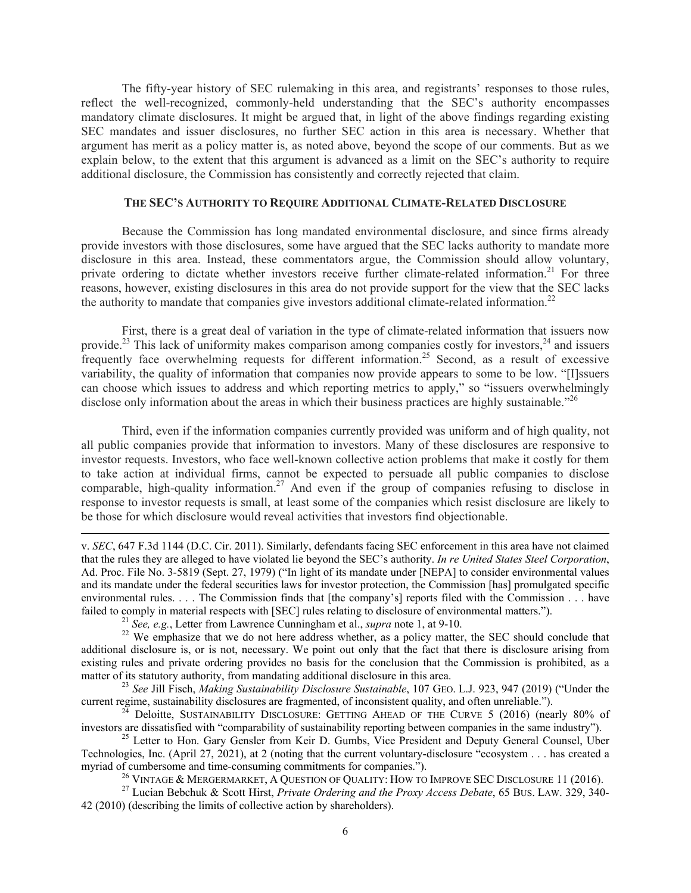The fifty-year history of SEC rulemaking in this area, and registrants' responses to those rules, reflect the well-recognized, commonly-held understanding that the SEC's authority encompasses mandatory climate disclosures. It might be argued that, in light of the above findings regarding existing SEC mandates and issuer disclosures, no further SEC action in this area is necessary. Whether that argument has merit as a policy matter is, as noted above, beyond the scope of our comments. But as we explain below, to the extent that this argument is advanced as a limit on the SEC's authority to require additional disclosure, the Commission has consistently and correctly rejected that claim.

## THE SEC'S AUTHORITY TO REQUIRE ADDITIONAL CLIMATE-RELATED DISCLOSURE

Because the Commission has long mandated environmental disclosure, and since firms already provide investors with those disclosures, some have argued that the SEC lacks authority to mandate more disclosure in this area. Instead, these commentators argue, the Commission should allow voluntary, private ordering to dictate whether investors receive further climate-related information.[21] For three reasons, however, existing disclosures in this area do not provide support for the view that the SEC lacks the authority to mandate that companies give investors additional climate-related information.[22]

First, there is a great deal of variation in the type of climate-related information that issuers now provide.[23] This lack of uniformity makes comparison among companies costly for investors,[24] and issuers frequently face overwhelming requests for different information.[25] Second, as a result of excessive variability, the quality of information that companies now provide appears to some to be low. "[I]ssuers can choose which issues to address and which reporting metrics to apply," so "issuers overwhelmingly disclose only information about the areas in which their business practices are highly sustainable."[26]

Third, even if the information companies currently provided was uniform and of high quality, not all public companies provide that information to investors. Many of these disclosures are responsive to investor requests. Investors, who face well-known collective action problems that make it costly for them to take action at individual firms, cannot be expected to persuade all public companies to disclose comparable, high-quality information.[27] And even if the group of companies refusing to disclose in response to investor requests is small, at least some of the companies which resist disclosure are likely to be those for which disclosure would reveal activities that investors find objectionable.

---

v. *SEC*, 647 F.3d 1144 (D.C. Cir. 2011). Similarly, defendants facing SEC enforcement in this area have not claimed that the rules they are alleged to have violated lie beyond the SEC's authority. *In re United States Steel Corporation*, Ad. Proc. File No. 3-5819 (Sept. 27, 1979) ("In light of its mandate under [NEPA] to consider environmental values and its mandate under the federal securities laws for investor protection, the Commission [has] promulgated specific environmental rules. . . . The Commission finds that [the company's] reports filed with the Commission . . . have failed to comply in material respects with [SEC] rules relating to disclosure of environmental matters.").

[21] *See, e.g.*, Letter from Lawrence Cunningham et al., *supra* note 1, at 9-10.

[22] We emphasize that we do not here address whether, as a policy matter, the SEC should conclude that additional disclosure is, or is not, necessary. We point out only that the fact that there is disclosure arising from existing rules and private ordering provides no basis for the conclusion that the Commission is prohibited, as a matter of its statutory authority, from mandating additional disclosure in this area.

[23] *See* Jill Fisch, *Making Sustainability Disclosure Sustainable*, 107 GEO. L.J. 923, 947 (2019) ("Under the current regime, sustainability disclosures are fragmented, of inconsistent quality, and often unreliable.").

[24] Deloitte, SUSTAINABILITY DISCLOSURE: GETTING AHEAD OF THE CURVE 5 (2016) (nearly 80% of investors are dissatisfied with "comparability of sustainability reporting between companies in the same industry").

[25] Letter to Hon. Gary Gensler from Keir D. Gumbs, Vice President and Deputy General Counsel, Uber Technologies, Inc. (April 27, 2021), at 2 (noting that the current voluntary-disclosure "ecosystem . . . has created a myriad of cumbersome and time-consuming commitments for companies.").

[26] VINTAGE & MERGERMARKET, A QUESTION OF QUALITY: HOW TO IMPROVE SEC DISCLOSURE 11 (2016).

[27] Lucian Bebchuk & Scott Hirst, *Private Ordering and the Proxy Access Debate*, 65 BUS. LAW. 329, 340-42 (2010) (describing the limits of collective action by shareholders).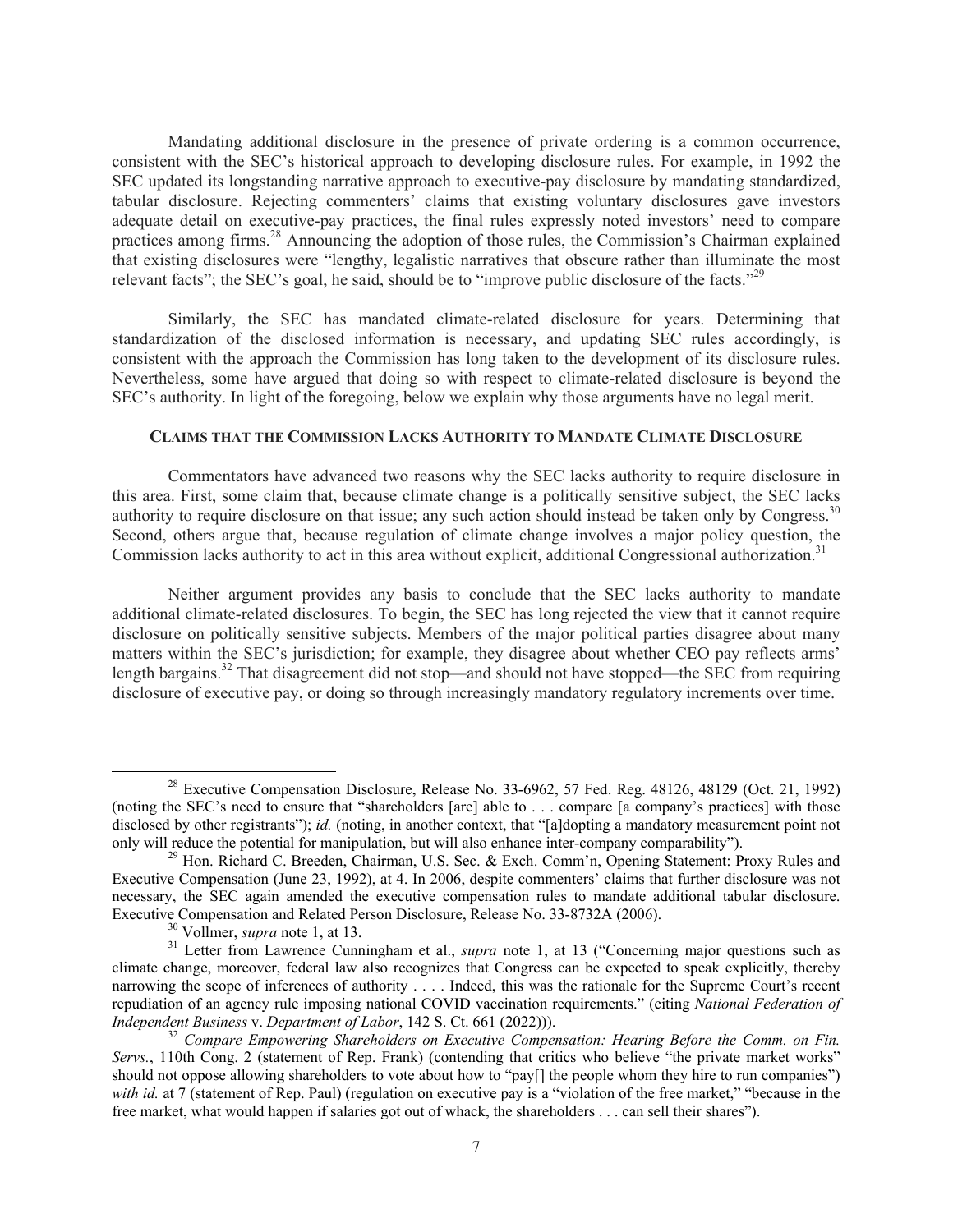Mandating additional disclosure in the presence of private ordering is a common occurrence, consistent with the SEC's historical approach to developing disclosure rules. For example, in 1992 the SEC updated its longstanding narrative approach to executive-pay disclosure by mandating standardized, tabular disclosure. Rejecting commenters' claims that existing voluntary disclosures gave investors adequate detail on executive-pay practices, the final rules expressly noted investors' need to compare practices among firms.[28] Announcing the adoption of those rules, the Commission's Chairman explained that existing disclosures were "lengthy, legalistic narratives that obscure rather than illuminate the most relevant facts"; the SEC's goal, he said, should be to "improve public disclosure of the facts."[29]

Similarly, the SEC has mandated climate-related disclosure for years. Determining that standardization of the disclosed information is necessary, and updating SEC rules accordingly, is consistent with the approach the Commission has long taken to the development of its disclosure rules. Nevertheless, some have argued that doing so with respect to climate-related disclosure is beyond the SEC's authority. In light of the foregoing, below we explain why those arguments have no legal merit.

## CLAIMS THAT THE COMMISSION LACKS AUTHORITY TO MANDATE CLIMATE DISCLOSURE

Commentators have advanced two reasons why the SEC lacks authority to require disclosure in this area. First, some claim that, because climate change is a politically sensitive subject, the SEC lacks authority to require disclosure on that issue; any such action should instead be taken only by Congress.[30] Second, others argue that, because regulation of climate change involves a major policy question, the Commission lacks authority to act in this area without explicit, additional Congressional authorization.[31]

Neither argument provides any basis to conclude that the SEC lacks authority to mandate additional climate-related disclosures. To begin, the SEC has long rejected the view that it cannot require disclosure on politically sensitive subjects. Members of the major political parties disagree about many matters within the SEC's jurisdiction; for example, they disagree about whether CEO pay reflects arms' length bargains.[32] That disagreement did not stop—and should not have stopped—the SEC from requiring disclosure of executive pay, or doing so through increasingly mandatory regulatory increments over time.

---

[28] Executive Compensation Disclosure, Release No. 33-6962, 57 Fed. Reg. 48126, 48129 (Oct. 21, 1992) (noting the SEC's need to ensure that "shareholders [are] able to . . . compare [a company's practices] with those disclosed by other registrants"); *id.* (noting, in another context, that "[a]dopting a mandatory measurement point not only will reduce the potential for manipulation, but will also enhance inter-company comparability").

[29] Hon. Richard C. Breeden, Chairman, U.S. Sec. & Exch. Comm'n, Opening Statement: Proxy Rules and Executive Compensation (June 23, 1992), at 4. In 2006, despite commenters' claims that further disclosure was not necessary, the SEC again amended the executive compensation rules to mandate additional tabular disclosure. Executive Compensation and Related Person Disclosure, Release No. 33-8732A (2006).

[30] Vollmer, *supra* note 1, at 13.

[31] Letter from Lawrence Cunningham et al., *supra* note 1, at 13 ("Concerning major questions such as climate change, moreover, federal law also recognizes that Congress can be expected to speak explicitly, thereby narrowing the scope of inferences of authority . . . . Indeed, this was the rationale for the Supreme Court's recent repudiation of an agency rule imposing national COVID vaccination requirements." (citing *National Federation of Independent Business* v. *Department of Labor*, 142 S. Ct. 661 (2022))).

[32] *Compare Empowering Shareholders on Executive Compensation: Hearing Before the Comm. on Fin. Servs.*, 110th Cong. 2 (statement of Rep. Frank) (contending that critics who believe "the private market works" should not oppose allowing shareholders to vote about how to "pay[] the people whom they hire to run companies") *with id.* at 7 (statement of Rep. Paul) (regulation on executive pay is a "violation of the free market," "because in the free market, what would happen if salaries got out of whack, the shareholders . . . can sell their shares").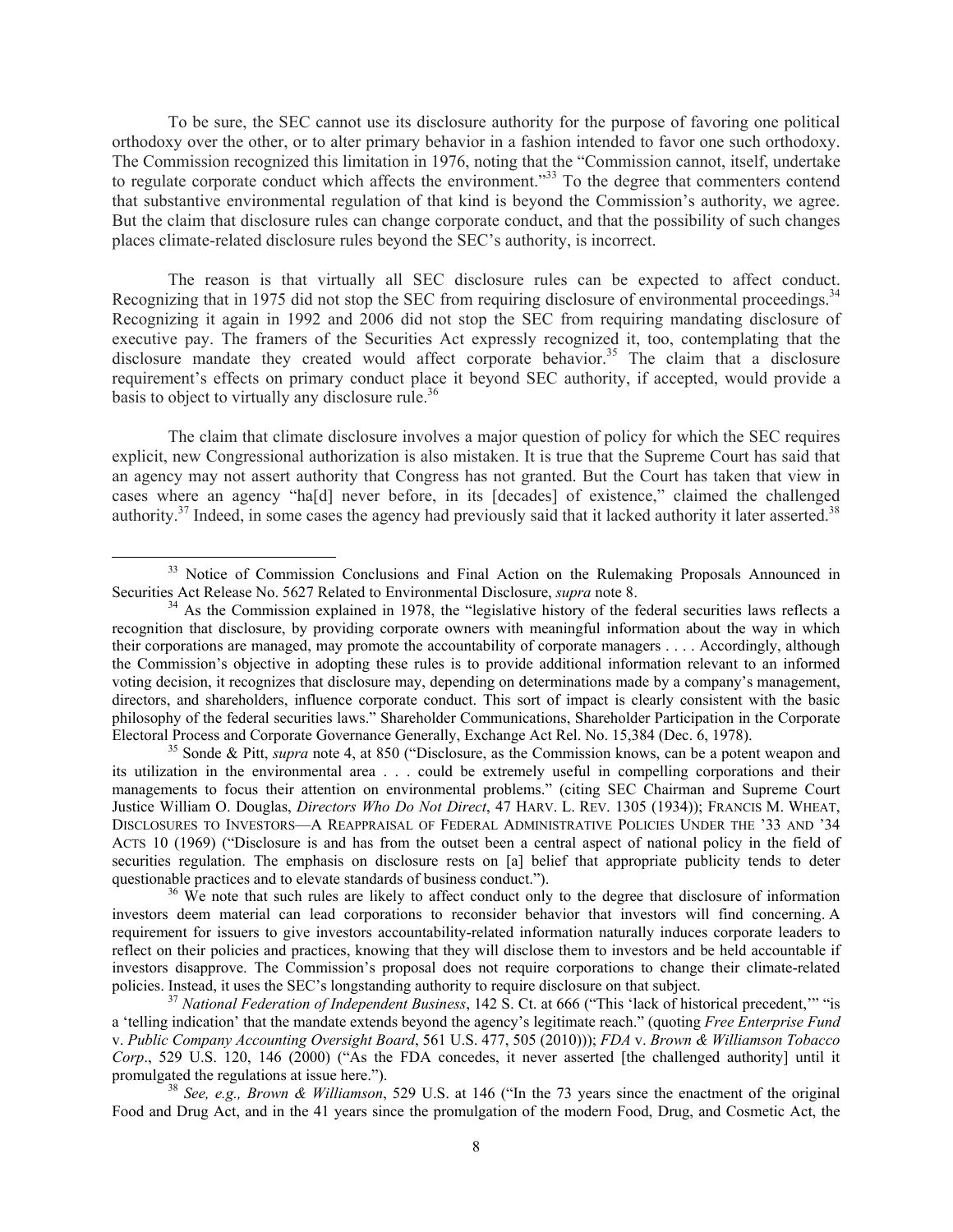To be sure, the SEC cannot use its disclosure authority for the purpose of favoring one political orthodoxy over the other, or to alter primary behavior in a fashion intended to favor one such orthodoxy. The Commission recognized this limitation in 1976, noting that the "Commission cannot, itself, undertake to regulate corporate conduct which affects the environment."[33] To the degree that commenters contend that substantive environmental regulation of that kind is beyond the Commission's authority, we agree. But the claim that disclosure rules can change corporate conduct, and that the possibility of such changes places climate-related disclosure rules beyond the SEC's authority, is incorrect.

The reason is that virtually all SEC disclosure rules can be expected to affect conduct. Recognizing that in 1975 did not stop the SEC from requiring disclosure of environmental proceedings.[34] Recognizing it again in 1992 and 2006 did not stop the SEC from requiring mandating disclosure of executive pay. The framers of the Securities Act expressly recognized it, too, contemplating that the disclosure mandate they created would affect corporate behavior.[35] The claim that a disclosure requirement's effects on primary conduct place it beyond SEC authority, if accepted, would provide a basis to object to virtually any disclosure rule.[36]

The claim that climate disclosure involves a major question of policy for which the SEC requires explicit, new Congressional authorization is also mistaken. It is true that the Supreme Court has said that an agency may not assert authority that Congress has not granted. But the Court has taken that view in cases where an agency "ha[d] never before, in its [decades] of existence," claimed the challenged authority.[37] Indeed, in some cases the agency had previously said that it lacked authority it later asserted.[38]

---

[33] Notice of Commission Conclusions and Final Action on the Rulemaking Proposals Announced in Securities Act Release No. 5627 Related to Environmental Disclosure, *supra* note 8.

[34] As the Commission explained in 1978, the "legislative history of the federal securities laws reflects a recognition that disclosure, by providing corporate owners with meaningful information about the way in which their corporations are managed, may promote the accountability of corporate managers . . . . Accordingly, although the Commission's objective in adopting these rules is to provide additional information relevant to an informed voting decision, it recognizes that disclosure may, depending on determinations made by a company's management, directors, and shareholders, influence corporate conduct. This sort of impact is clearly consistent with the basic philosophy of the federal securities laws." Shareholder Communications, Shareholder Participation in the Corporate Electoral Process and Corporate Governance Generally, Exchange Act Rel. No. 15,384 (Dec. 6, 1978).

[35] Sonde & Pitt, *supra* note 4, at 850 ("Disclosure, as the Commission knows, can be a potent weapon and its utilization in the environmental area . . . could be extremely useful in compelling corporations and their managements to focus their attention on environmental problems." (citing SEC Chairman and Supreme Court Justice William O. Douglas, *Directors Who Do Not Direct*, 47 HARV. L. REV. 1305 (1934)); FRANCIS M. WHEAT, DISCLOSURES TO INVESTORS—A REAPPRAISAL OF FEDERAL ADMINISTRATIVE POLICIES UNDER THE '33 AND '34 ACTS 10 (1969) ("Disclosure is and has from the outset been a central aspect of national policy in the field of securities regulation. The emphasis on disclosure rests on [a] belief that appropriate publicity tends to deter questionable practices and to elevate standards of business conduct.").

[36] We note that such rules are likely to affect conduct only to the degree that disclosure of information investors deem material can lead corporations to reconsider behavior that investors will find concerning. A requirement for issuers to give investors accountability-related information naturally induces corporate leaders to reflect on their policies and practices, knowing that they will disclose them to investors and be held accountable if investors disapprove. The Commission's proposal does not require corporations to change their climate-related policies. Instead, it uses the SEC's longstanding authority to require disclosure on that subject.

[37] *National Federation of Independent Business*, 142 S. Ct. at 666 ("This 'lack of historical precedent,'" "is a 'telling indication' that the mandate extends beyond the agency's legitimate reach." (quoting *Free Enterprise Fund* v. *Public Company Accounting Oversight Board*, 561 U.S. 477, 505 (2010))); *FDA* v. *Brown & Williamson Tobacco Corp*., 529 U.S. 120, 146 (2000) ("As the FDA concedes, it never asserted [the challenged authority] until it promulgated the regulations at issue here.").

[38] *See, e.g., Brown & Williamson*, 529 U.S. at 146 ("In the 73 years since the enactment of the original Food and Drug Act, and in the 41 years since the promulgation of the modern Food, Drug, and Cosmetic Act, the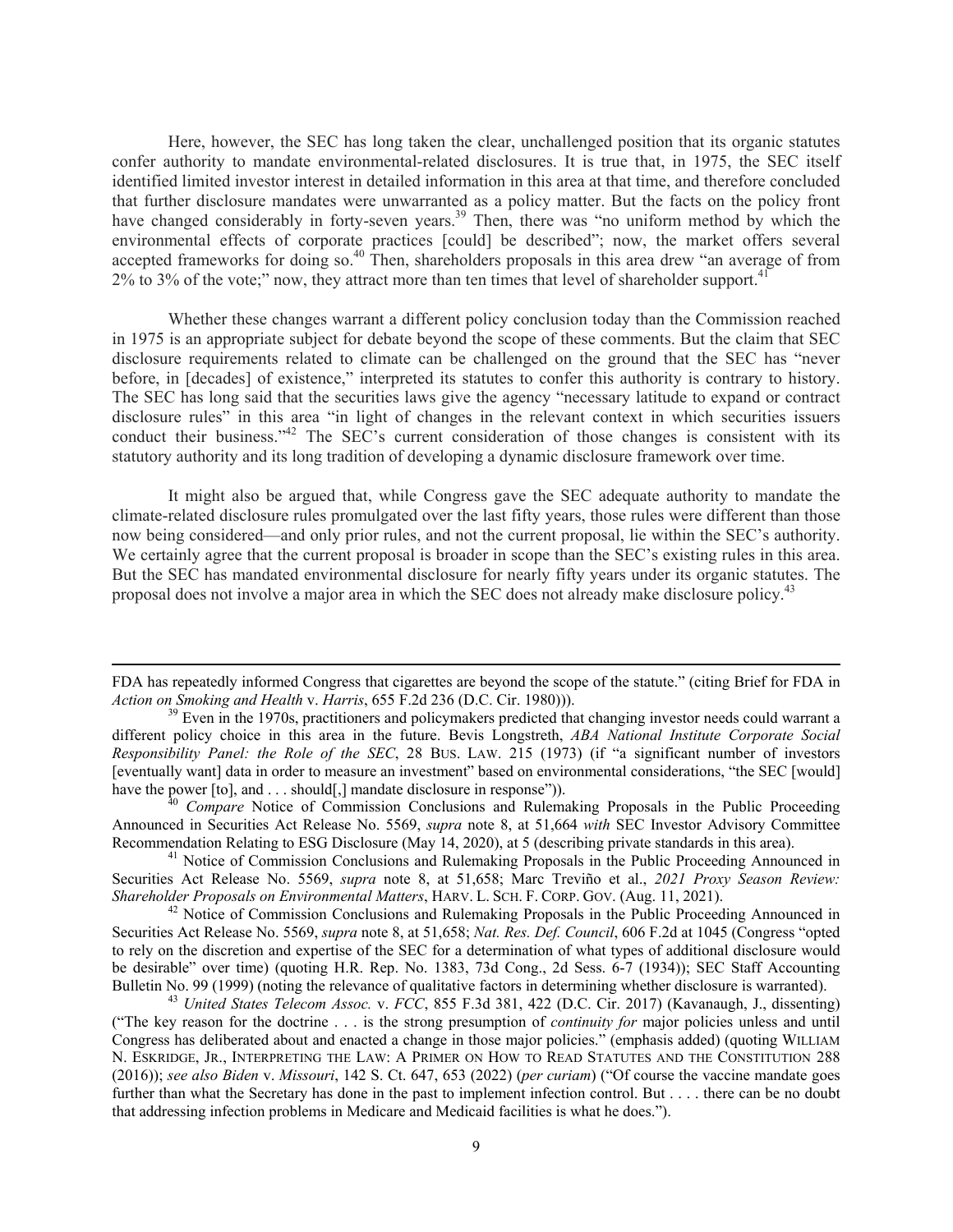Here, however, the SEC has long taken the clear, unchallenged position that its organic statutes confer authority to mandate environmental-related disclosures. It is true that, in 1975, the SEC itself identified limited investor interest in detailed information in this area at that time, and therefore concluded that further disclosure mandates were unwarranted as a policy matter. But the facts on the policy front have changed considerably in forty-seven years.[39] Then, there was "no uniform method by which the environmental effects of corporate practices [could] be described"; now, the market offers several accepted frameworks for doing so.[40] Then, shareholders proposals in this area drew "an average of from 2% to 3% of the vote;" now, they attract more than ten times that level of shareholder support.[41]

Whether these changes warrant a different policy conclusion today than the Commission reached in 1975 is an appropriate subject for debate beyond the scope of these comments. But the claim that SEC disclosure requirements related to climate can be challenged on the ground that the SEC has "never before, in [decades] of existence," interpreted its statutes to confer this authority is contrary to history. The SEC has long said that the securities laws give the agency "necessary latitude to expand or contract disclosure rules" in this area "in light of changes in the relevant context in which securities issuers conduct their business."[42] The SEC's current consideration of those changes is consistent with its statutory authority and its long tradition of developing a dynamic disclosure framework over time.

It might also be argued that, while Congress gave the SEC adequate authority to mandate the climate-related disclosure rules promulgated over the last fifty years, those rules were different than those now being considered—and only prior rules, and not the current proposal, lie within the SEC's authority. We certainly agree that the current proposal is broader in scope than the SEC's existing rules in this area. But the SEC has mandated environmental disclosure for nearly fifty years under its organic statutes. The proposal does not involve a major area in which the SEC does not already make disclosure policy.[43]

---

FDA has repeatedly informed Congress that cigarettes are beyond the scope of the statute." (citing Brief for FDA in *Action on Smoking and Health* v. *Harris*, 655 F.2d 236 (D.C. Cir. 1980))).

[39] Even in the 1970s, practitioners and policymakers predicted that changing investor needs could warrant a different policy choice in this area in the future. Bevis Longstreth, *ABA National Institute Corporate Social Responsibility Panel: the Role of the SEC*, 28 BUS. LAW. 215 (1973) (if "a significant number of investors [eventually want] data in order to measure an investment" based on environmental considerations, "the SEC [would] have the power [to], and . . . should[,] mandate disclosure in response")).

[40] *Compare* Notice of Commission Conclusions and Rulemaking Proposals in the Public Proceeding Announced in Securities Act Release No. 5569, *supra* note 8, at 51,664 *with* SEC Investor Advisory Committee Recommendation Relating to ESG Disclosure (May 14, 2020), at 5 (describing private standards in this area).

[41] Notice of Commission Conclusions and Rulemaking Proposals in the Public Proceeding Announced in Securities Act Release No. 5569, *supra* note 8, at 51,658; Marc Treviño et al., *2021 Proxy Season Review: Shareholder Proposals on Environmental Matters*, HARV. L. SCH. F. CORP. GOV. (Aug. 11, 2021).

[42] Notice of Commission Conclusions and Rulemaking Proposals in the Public Proceeding Announced in Securities Act Release No. 5569, *supra* note 8, at 51,658; *Nat. Res. Def. Council*, 606 F.2d at 1045 (Congress "opted to rely on the discretion and expertise of the SEC for a determination of what types of additional disclosure would be desirable" over time) (quoting H.R. Rep. No. 1383, 73d Cong., 2d Sess. 6-7 (1934)); SEC Staff Accounting Bulletin No. 99 (1999) (noting the relevance of qualitative factors in determining whether disclosure is warranted).

[43] *United States Telecom Assoc.* v. *FCC*, 855 F.3d 381, 422 (D.C. Cir. 2017) (Kavanaugh, J., dissenting) ("The key reason for the doctrine . . . is the strong presumption of *continuity for* major policies unless and until Congress has deliberated about and enacted a change in those major policies." (emphasis added) (quoting WILLIAM N. ESKRIDGE, JR., INTERPRETING THE LAW: A PRIMER ON HOW TO READ STATUTES AND THE CONSTITUTION 288 (2016)); *see also Biden* v. *Missouri*, 142 S. Ct. 647, 653 (2022) (*per curiam*) ("Of course the vaccine mandate goes further than what the Secretary has done in the past to implement infection control. But . . . . there can be no doubt that addressing infection problems in Medicare and Medicaid facilities is what he does.").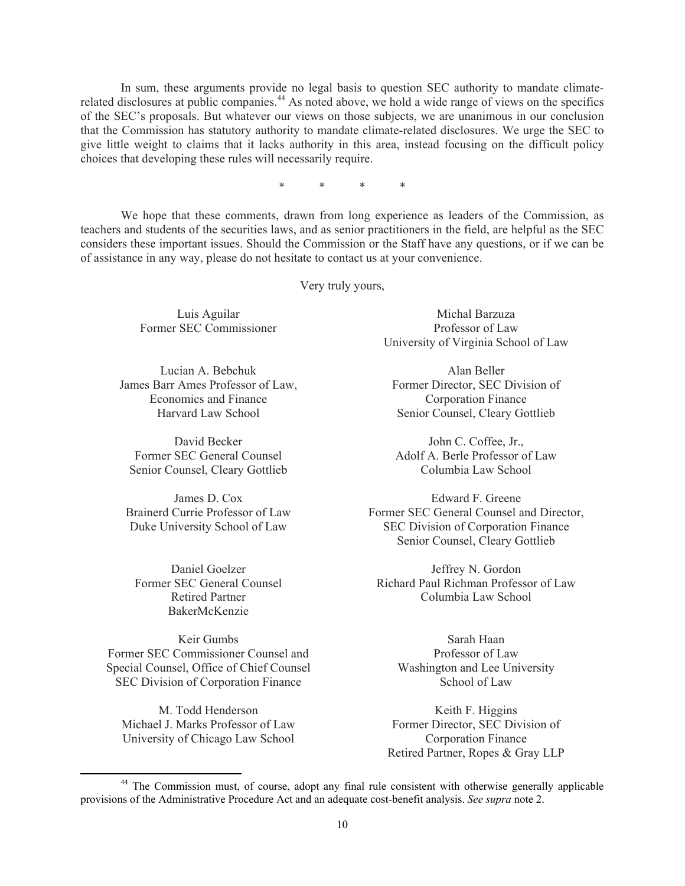In sum, these arguments provide no legal basis to question SEC authority to mandate climate-related disclosures at public companies.[44] As noted above, we hold a wide range of views on the specifics of the SEC's proposals. But whatever our views on those subjects, we are unanimous in our conclusion that the Commission has statutory authority to mandate climate-related disclosures. We urge the SEC to give little weight to claims that it lacks authority in this area, instead focusing on the difficult policy choices that developing these rules will necessarily require.

\* \* \* \*

We hope that these comments, drawn from long experience as leaders of the Commission, as teachers and students of the securities laws, and as senior practitioners in the field, are helpful as the SEC considers these important issues. Should the Commission or the Staff have any questions, or if we can be of assistance in any way, please do not hesitate to contact us at your convenience.

Very truly yours,

Luis Aguilar
Former SEC Commissioner

Michal Barzuza
Professor of Law
University of Virginia School of Law

Lucian A. Bebchuk
James Barr Ames Professor of Law, Economics and Finance
Harvard Law School

Alan Beller
Former Director, SEC Division of Corporation Finance
Senior Counsel, Cleary Gottlieb

David Becker
Former SEC General Counsel
Senior Counsel, Cleary Gottlieb

John C. Coffee, Jr.,
Adolf A. Berle Professor of Law
Columbia Law School

James D. Cox
Brainerd Currie Professor of Law
Duke University School of Law

Edward F. Greene
Former SEC General Counsel and Director, SEC Division of Corporation Finance
Senior Counsel, Cleary Gottlieb

Daniel Goelzer
Former SEC General Counsel
Retired Partner
BakerMcKenzie

Jeffrey N. Gordon
Richard Paul Richman Professor of Law
Columbia Law School

Keir Gumbs
Former SEC Commissioner Counsel and Special Counsel, Office of Chief Counsel
SEC Division of Corporation Finance

Sarah Haan
Professor of Law
Washington and Lee University School of Law

M. Todd Henderson
Michael J. Marks Professor of Law
University of Chicago Law School

Keith F. Higgins
Former Director, SEC Division of Corporation Finance
Retired Partner, Ropes & Gray LLP

---

[44] The Commission must, of course, adopt any final rule consistent with otherwise generally applicable provisions of the Administrative Procedure Act and an adequate cost-benefit analysis. *See supra* note 2.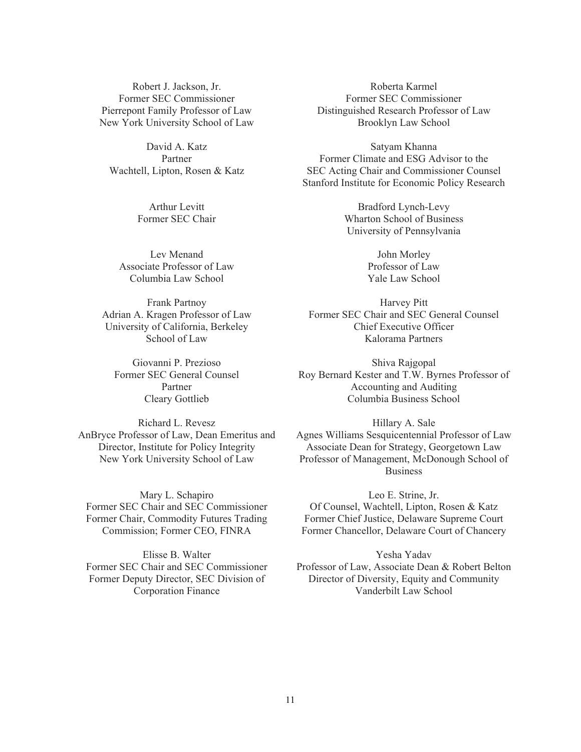Robert J. Jackson, Jr.
Former SEC Commissioner
Pierrepont Family Professor of Law
New York University School of Law

Roberta Karmel
Former SEC Commissioner
Distinguished Research Professor of Law
Brooklyn Law School

David A. Katz
Partner
Wachtell, Lipton, Rosen & Katz

Satyam Khanna
Former Climate and ESG Advisor to the
SEC Acting Chair and Commissioner Counsel
Stanford Institute for Economic Policy Research

Arthur Levitt
Former SEC Chair

Bradford Lynch-Levy
Wharton School of Business
University of Pennsylvania

Lev Menand
Associate Professor of Law
Columbia Law School

John Morley
Professor of Law
Yale Law School

Frank Partnoy
Adrian A. Kragen Professor of Law
University of California, Berkeley
School of Law

Harvey Pitt
Former SEC Chair and SEC General Counsel
Chief Executive Officer
Kalorama Partners

Giovanni P. Prezioso
Former SEC General Counsel
Partner
Cleary Gottlieb

Shiva Rajgopal
Roy Bernard Kester and T.W. Byrnes Professor of
Accounting and Auditing
Columbia Business School

Richard L. Revesz
AnBryce Professor of Law, Dean Emeritus and
Director, Institute for Policy Integrity
New York University School of Law

Hillary A. Sale
Agnes Williams Sesquicentennial Professor of Law
Associate Dean for Strategy, Georgetown Law
Professor of Management, McDonough School of
Business

Mary L. Schapiro
Former SEC Chair and SEC Commissioner
Former Chair, Commodity Futures Trading
Commission; Former CEO, FINRA

Leo E. Strine, Jr.
Of Counsel, Wachtell, Lipton, Rosen & Katz
Former Chief Justice, Delaware Supreme Court
Former Chancellor, Delaware Court of Chancery

Elisse B. Walter
Former SEC Chair and SEC Commissioner
Former Deputy Director, SEC Division of
Corporation Finance

Yesha Yadav
Professor of Law, Associate Dean & Robert Belton
Director of Diversity, Equity and Community
Vanderbilt Law School